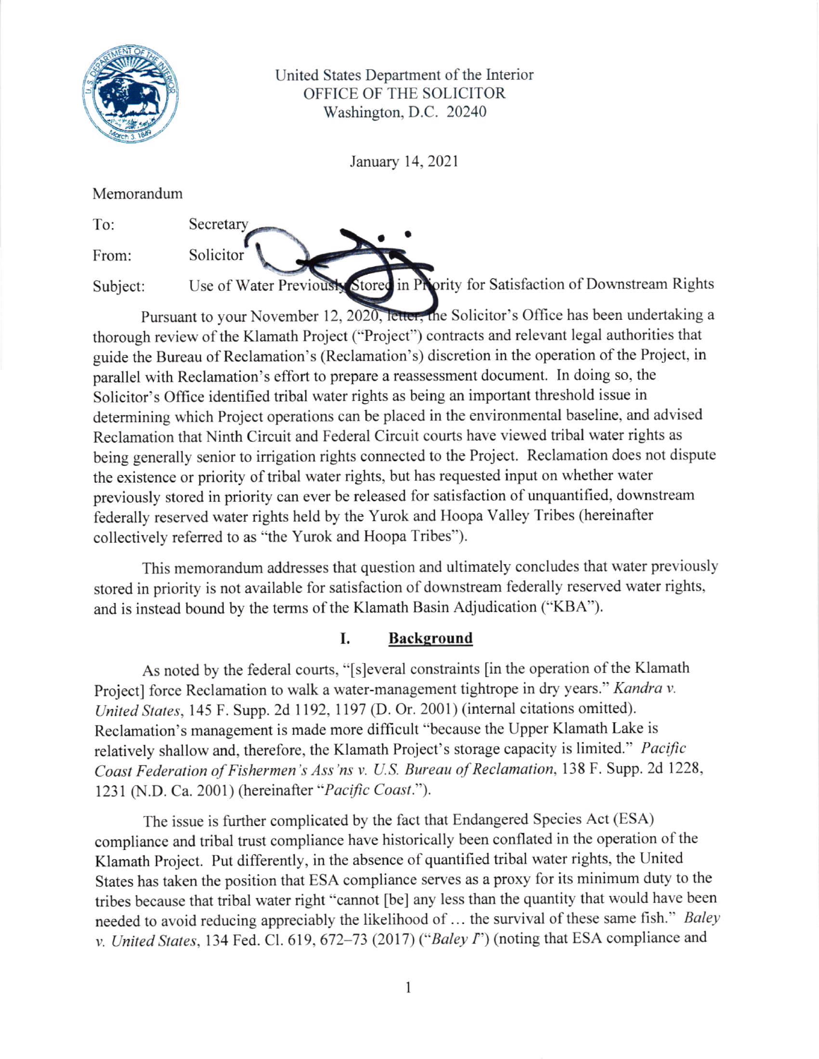United States Department of the Interior
OFFICE OF THE SOLICITOR
Washington, D.C. 20240

January 14, 2021

Memorandum

To: Secretary

From: Solicitor

Subject: Use of Water Previously Stored in Priority for Satisfaction of Downstream Rights

Pursuant to your November 12, 2020, letter, the Solicitor's Office has been undertaking a thorough review of the Klamath Project ("Project") contracts and relevant legal authorities that guide the Bureau of Reclamation's (Reclamation's) discretion in the operation of the Project, in parallel with Reclamation's effort to prepare a reassessment document. In doing so, the Solicitor's Office identified tribal water rights as being an important threshold issue in determining which Project operations can be placed in the environmental baseline, and advised Reclamation that Ninth Circuit and Federal Circuit courts have viewed tribal water rights as being generally senior to irrigation rights connected to the Project. Reclamation does not dispute the existence or priority of tribal water rights, but has requested input on whether water previously stored in priority can ever be released for satisfaction of unquantified, downstream federally reserved water rights held by the Yurok and Hoopa Valley Tribes (hereinafter collectively referred to as "the Yurok and Hoopa Tribes").

This memorandum addresses that question and ultimately concludes that water previously stored in priority is not available for satisfaction of downstream federally reserved water rights, and is instead bound by the terms of the Klamath Basin Adjudication ("KBA").

## I. Background

As noted by the federal courts, "[s]everal constraints [in the operation of the Klamath Project] force Reclamation to walk a water-management tightrope in dry years." *Kandra v. United States*, 145 F. Supp. 2d 1192, 1197 (D. Or. 2001) (internal citations omitted). Reclamation's management is made more difficult "because the Upper Klamath Lake is relatively shallow and, therefore, the Klamath Project's storage capacity is limited." *Pacific Coast Federation of Fishermen's Ass'ns v. U.S. Bureau of Reclamation*, 138 F. Supp. 2d 1228, 1231 (N.D. Ca. 2001) (hereinafter "*Pacific Coast*.").

The issue is further complicated by the fact that Endangered Species Act (ESA) compliance and tribal trust compliance have historically been conflated in the operation of the Klamath Project. Put differently, in the absence of quantified tribal water rights, the United States has taken the position that ESA compliance serves as a proxy for its minimum duty to the tribes because that tribal water right "cannot [be] any less than the quantity that would have been needed to avoid reducing appreciably the likelihood of … the survival of these same fish." *Baley v. United States*, 134 Fed. Cl. 619, 672–73 (2017) ("*Baley I*") (noting that ESA compliance and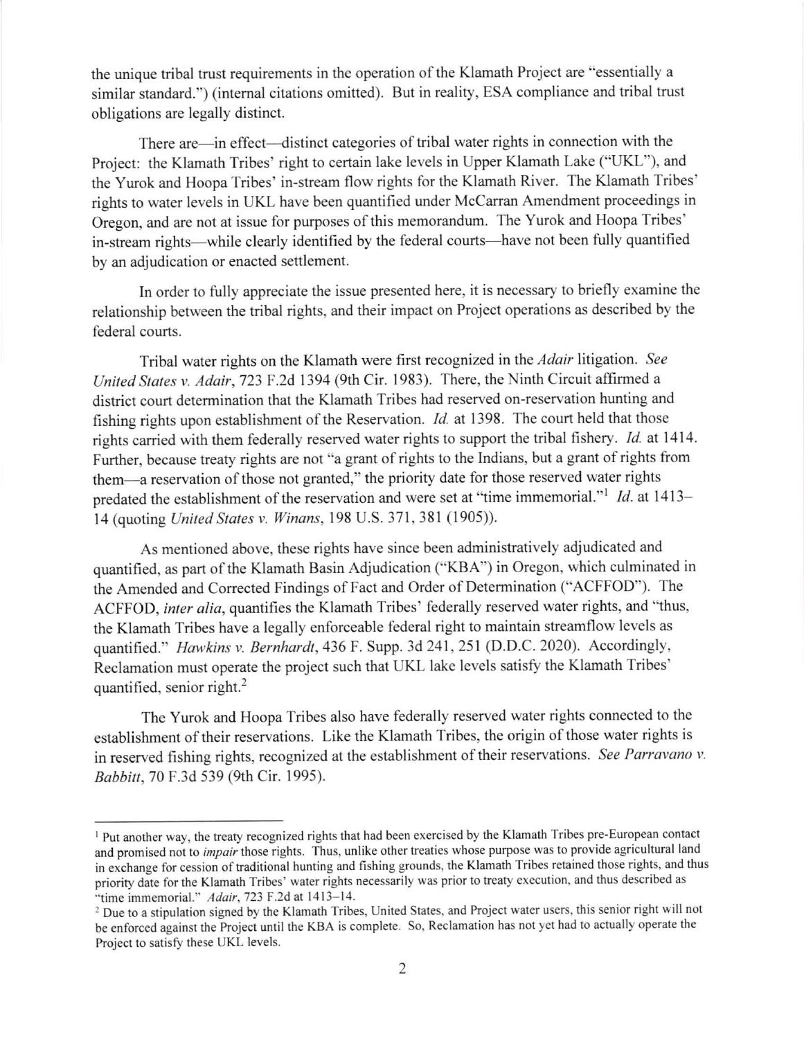the unique tribal trust requirements in the operation of the Klamath Project are "essentially a similar standard.") (internal citations omitted). But in reality, ESA compliance and tribal trust obligations are legally distinct.

There are—in effect—distinct categories of tribal water rights in connection with the Project: the Klamath Tribes' right to certain lake levels in Upper Klamath Lake ("UKL"), and the Yurok and Hoopa Tribes' in-stream flow rights for the Klamath River. The Klamath Tribes' rights to water levels in UKL have been quantified under McCarran Amendment proceedings in Oregon, and are not at issue for purposes of this memorandum. The Yurok and Hoopa Tribes' in-stream rights—while clearly identified by the federal courts—have not been fully quantified by an adjudication or enacted settlement.

In order to fully appreciate the issue presented here, it is necessary to briefly examine the relationship between the tribal rights, and their impact on Project operations as described by the federal courts.

Tribal water rights on the Klamath were first recognized in the *Adair* litigation. *See United States v. Adair*, 723 F.2d 1394 (9th Cir. 1983). There, the Ninth Circuit affirmed a district court determination that the Klamath Tribes had reserved on-reservation hunting and fishing rights upon establishment of the Reservation. *Id.* at 1398. The court held that those rights carried with them federally reserved water rights to support the tribal fishery. *Id.* at 1414. Further, because treaty rights are not "a grant of rights to the Indians, but a grant of rights from them—a reservation of those not granted," the priority date for those reserved water rights predated the establishment of the reservation and were set at "time immemorial."[1] *Id.* at 1413–14 (quoting *United States v. Winans*, 198 U.S. 371, 381 (1905)).

As mentioned above, these rights have since been administratively adjudicated and quantified, as part of the Klamath Basin Adjudication ("KBA") in Oregon, which culminated in the Amended and Corrected Findings of Fact and Order of Determination ("ACFFOD"). The ACFFOD, *inter alia*, quantifies the Klamath Tribes' federally reserved water rights, and "thus, the Klamath Tribes have a legally enforceable federal right to maintain streamflow levels as quantified." *Hawkins v. Bernhardt*, 436 F. Supp. 3d 241, 251 (D.D.C. 2020). Accordingly, Reclamation must operate the project such that UKL lake levels satisfy the Klamath Tribes' quantified, senior right.[2]

The Yurok and Hoopa Tribes also have federally reserved water rights connected to the establishment of their reservations. Like the Klamath Tribes, the origin of those water rights is in reserved fishing rights, recognized at the establishment of their reservations. *See Parravano v. Babbitt*, 70 F.3d 539 (9th Cir. 1995).

---

[1] Put another way, the treaty recognized rights that had been exercised by the Klamath Tribes pre-European contact and promised not to *impair* those rights. Thus, unlike other treaties whose purpose was to provide agricultural land in exchange for cession of traditional hunting and fishing grounds, the Klamath Tribes retained those rights, and thus priority date for the Klamath Tribes' water rights necessarily was prior to treaty execution, and thus described as "time immemorial." *Adair*, 723 F.2d at 1413–14.

[2] Due to a stipulation signed by the Klamath Tribes, United States, and Project water users, this senior right will not be enforced against the Project until the KBA is complete. So, Reclamation has not yet had to actually operate the Project to satisfy these UKL levels.